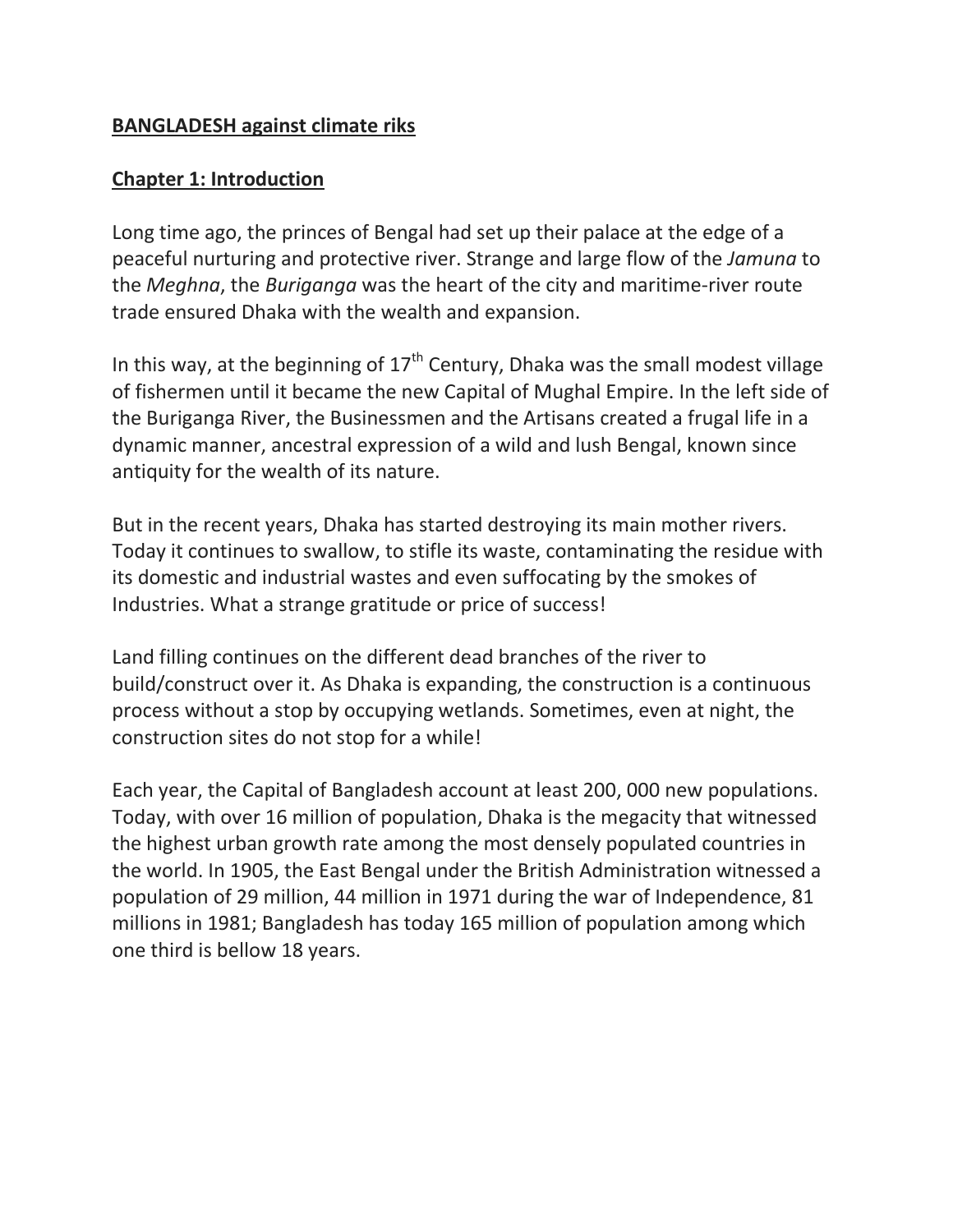# **BANGLADESH against climate riks**

## **Chapter 1: Introduction**

Long time ago, the princes of Bengal had set up their palace at the edge of a peaceful nurturing and protective river. Strange and large flow of the *Jamuna* to the *Meghna*, the *Buriganga* was the heart of the city and maritime-river route trade ensured Dhaka with the wealth and expansion.

In this way, at the beginning of 17th Century, Dhaka was the small modest village of fishermen until it became the new Capital of Mughal Empire. In the left side of the Buriganga River, the Businessmen and the Artisans created a frugal life in a dynamic manner, ancestral expression of a wild and lush Bengal, known since antiquity for the wealth of its nature.

But in the recent years, Dhaka has started destroying its main mother rivers. Today it continues to swallow, to stifle its waste, contaminating the residue with its domestic and industrial wastes and even suffocating by the smokes of Industries. What a strange gratitude or price of success!

Land filling continues on the different dead branches of the river to build/construct over it. As Dhaka is expanding, the construction is a continuous process without a stop by occupying wetlands. Sometimes, even at night, the construction sites do not stop for a while!

Each year, the Capital of Bangladesh account at least 200, 000 new populations. Today, with over 16 million of population, Dhaka is the megacity that witnessed the highest urban growth rate among the most densely populated countries in the world. In 1905, the East Bengal under the British Administration witnessed a population of 29 million, 44 million in 1971 during the war of Independence, 81 millions in 1981; Bangladesh has today 165 million of population among which one third is bellow 18 years.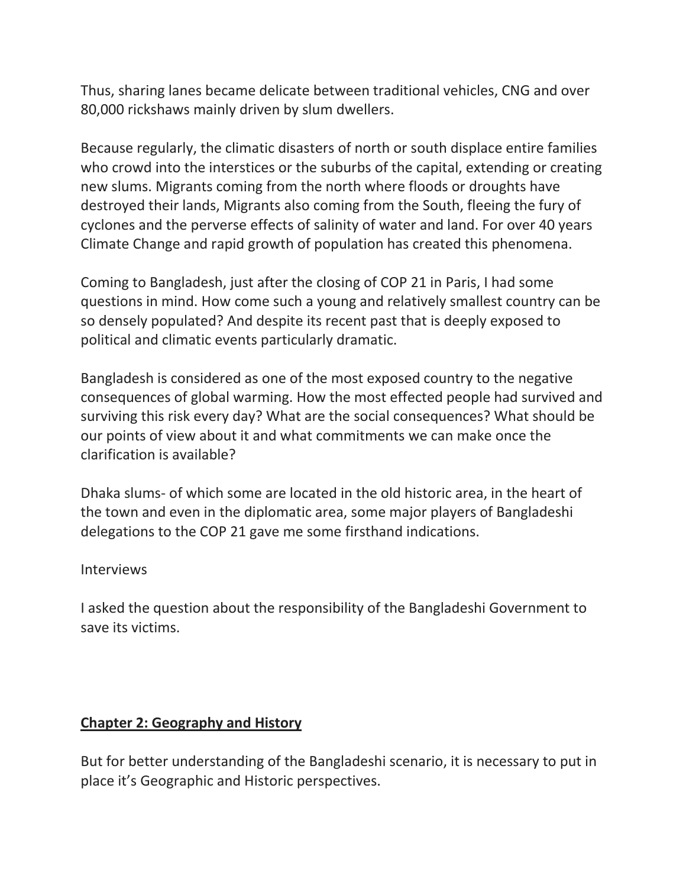Thus, sharing lanes became delicate between traditional vehicles, CNG and over 80,000 rickshaws mainly driven by slum dwellers.

Because regularly, the climatic disasters of north or south displace entire families who crowd into the interstices or the suburbs of the capital, extending or creating new slums. Migrants coming from the north where floods or droughts have destroyed their lands, Migrants also coming from the South, fleeing the fury of cyclones and the perverse effects of salinity of water and land. For over 40 years Climate Change and rapid growth of population has created this phenomena.

Coming to Bangladesh, just after the closing of COP 21 in Paris, I had some questions in mind. How come such a young and relatively smallest country can be so densely populated? And despite its recent past that is deeply exposed to political and climatic events particularly dramatic.

Bangladesh is considered as one of the most exposed country to the negative consequences of global warming. How the most effected people had survived and surviving this risk every day? What are the social consequences? What should be our points of view about it and what commitments we can make once the clarification is available?

Dhaka slums- of which some are located in the old historic area, in the heart of the town and even in the diplomatic area, some major players of Bangladeshi delegations to the COP 21 gave me some firsthand indications.

Interviews

I asked the question about the responsibility of the Bangladeshi Government to save its victims.

## Chapter 2: Geography and History

But for better understanding of the Bangladeshi scenario, it is necessary to put in place it's Geographic and Historic perspectives.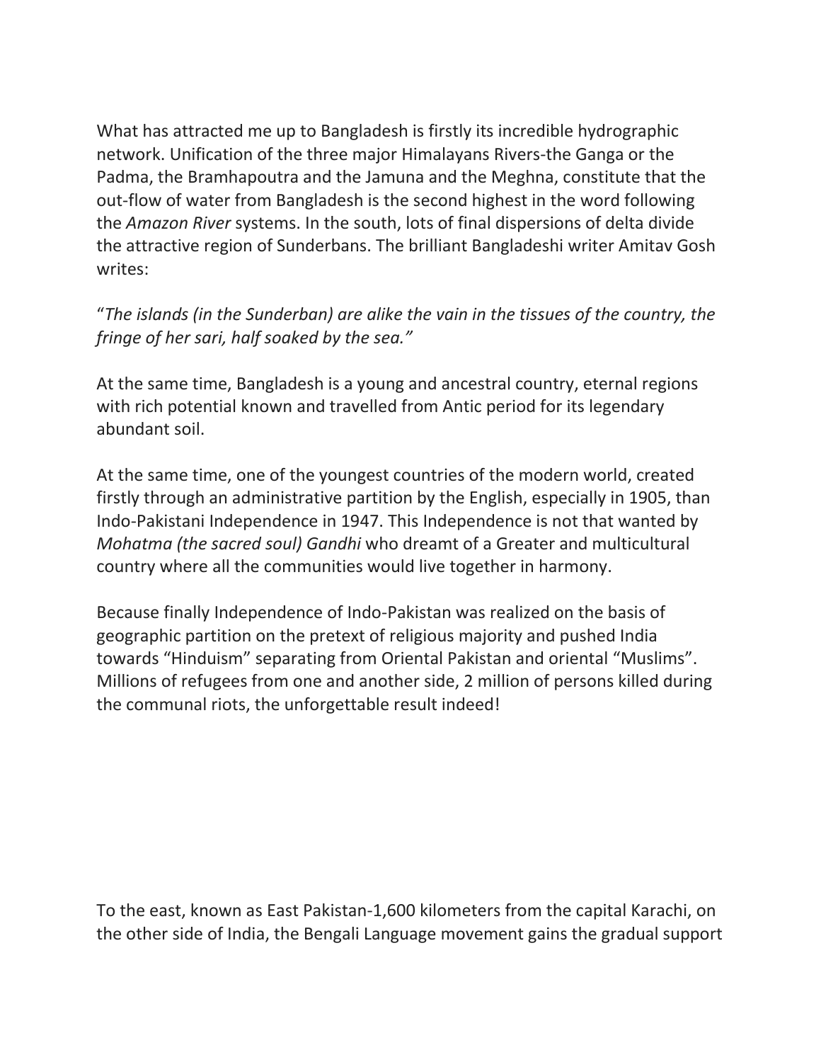What has attracted me up to Bangladesh is firstly its incredible hydrographic network. Unification of the three major Himalayans Rivers-the Ganga or the Padma, the Bramhapoutra and the Jamuna and the Meghna, constitute that the out-flow of water from Bangladesh is the second highest in the word following the *Amazon River* systems. In the south, lots of final dispersions of delta divide the attractive region of Sunderbans. The brilliant Bangladeshi writer Amitav Gosh writes:

"*The islands (in the Sunderban) are alike the vain in the tissues of the country, the fringe of her sari, half soaked by the sea."*

At the same time, Bangladesh is a young and ancestral country, eternal regions with rich potential known and travelled from Antic period for its legendary abundant soil.

At the same time, one of the youngest countries of the modern world, created firstly through an administrative partition by the English, especially in 1905, than Indo-Pakistani Independence in 1947. This Independence is not that wanted by *Mohatma (the sacred soul) Gandhi* who dreamt of a Greater and multicultural country where all the communities would live together in harmony.

Because finally Independence of Indo-Pakistan was realized on the basis of geographic partition on the pretext of religious majority and pushed India towards "Hinduism" separating from Oriental Pakistan and oriental "Muslims". Millions of refugees from one and another side, 2 million of persons killed during the communal riots, the unforgettable result indeed!

To the east, known as East Pakistan-1,600 kilometers from the capital Karachi, on the other side of India, the Bengali Language movement gains the gradual support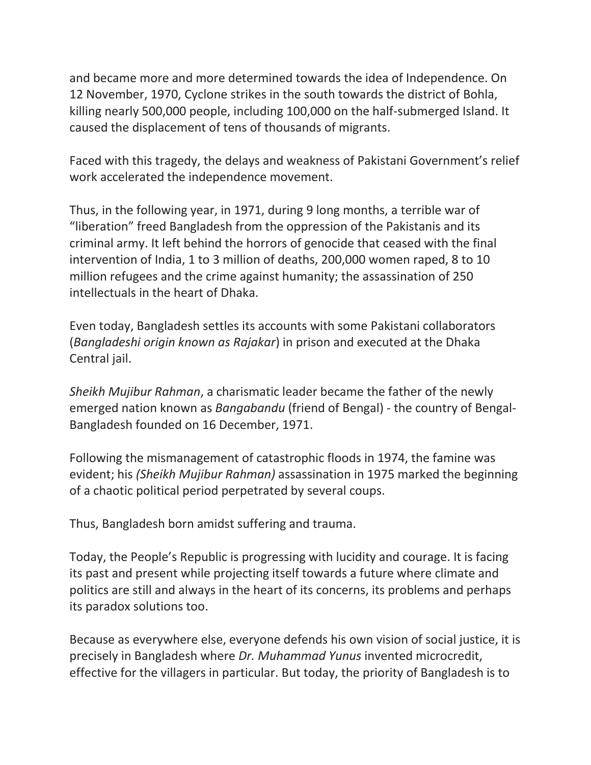and became more and more determined towards the idea of Independence. On 12 November, 1970, Cyclone strikes in the south towards the district of Bohla, killing nearly 500,000 people, including 100,000 on the half-submerged Island. It caused the displacement of tens of thousands of migrants.

Faced with this tragedy, the delays and weakness of Pakistani Government's relief work accelerated the independence movement.

Thus, in the following year, in 1971, during 9 long months, a terrible war of "liberation" freed Bangladesh from the oppression of the Pakistanis and its criminal army. It left behind the horrors of genocide that ceased with the final intervention of India, 1 to 3 million of deaths, 200,000 women raped, 8 to 10 million refugees and the crime against humanity; the assassination of 250 intellectuals in the heart of Dhaka.

Even today, Bangladesh settles its accounts with some Pakistani collaborators (*Bangladeshi origin known as Rajakar*) in prison and executed at the Dhaka Central jail.

*Sheikh Mujibur Rahman*, a charismatic leader became the father of the newly emerged nation known as *Bangabandu* (friend of Bengal) - the country of Bengal-Bangladesh founded on 16 December, 1971.

Following the mismanagement of catastrophic floods in 1974, the famine was evident; his *(Sheikh Mujibur Rahman)* assassination in 1975 marked the beginning of a chaotic political period perpetrated by several coups.

Thus, Bangladesh born amidst suffering and trauma.

Today, the People's Republic is progressing with lucidity and courage. It is facing its past and present while projecting itself towards a future where climate and politics are still and always in the heart of its concerns, its problems and perhaps its paradox solutions too.

Because as everywhere else, everyone defends his own vision of social justice, it is precisely in Bangladesh where *Dr. Muhammad Yunus* invented microcredit, effective for the villagers in particular. But today, the priority of Bangladesh is to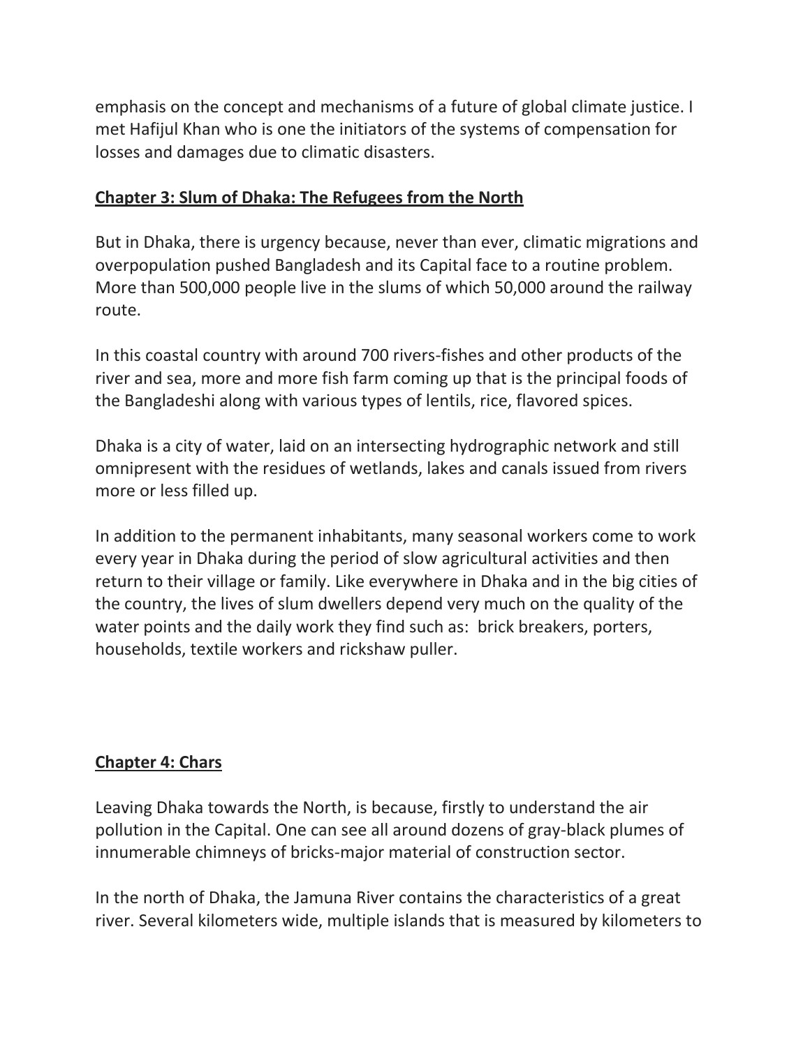emphasis on the concept and mechanisms of a future of global climate justice. I met Hafijul Khan who is one the initiators of the systems of compensation for losses and damages due to climatic disasters.

## Chapter 3: Slum of Dhaka: The Refugees from the North

But in Dhaka, there is urgency because, never than ever, climatic migrations and overpopulation pushed Bangladesh and its Capital face to a routine problem. More than 500,000 people live in the slums of which 50,000 around the railway route.

In this coastal country with around 700 rivers-fishes and other products of the river and sea, more and more fish farm coming up that is the principal foods of the Bangladeshi along with various types of lentils, rice, flavored spices.

Dhaka is a city of water, laid on an intersecting hydrographic network and still omnipresent with the residues of wetlands, lakes and canals issued from rivers more or less filled up.

In addition to the permanent inhabitants, many seasonal workers come to work every year in Dhaka during the period of slow agricultural activities and then return to their village or family. Like everywhere in Dhaka and in the big cities of the country, the lives of slum dwellers depend very much on the quality of the water points and the daily work they find such as: brick breakers, porters, households, textile workers and rickshaw puller.

## Chapter 4: Chars

Leaving Dhaka towards the North, is because, firstly to understand the air pollution in the Capital. One can see all around dozens of gray-black plumes of innumerable chimneys of bricks-major material of construction sector.

In the north of Dhaka, the Jamuna River contains the characteristics of a great river. Several kilometers wide, multiple islands that is measured by kilometers to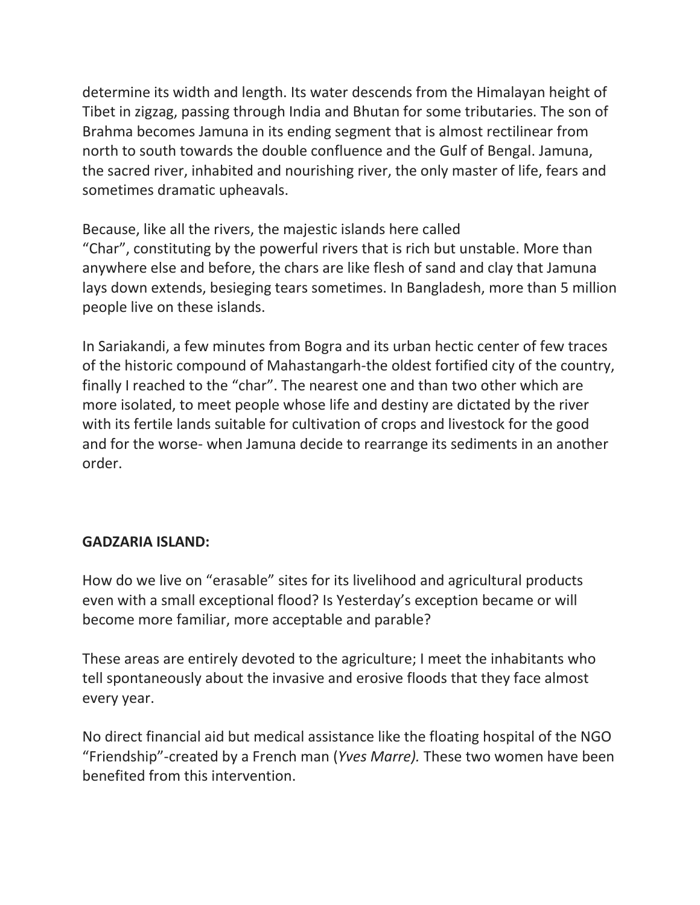determine its width and length. Its water descends from the Himalayan height of Tibet in zigzag, passing through India and Bhutan for some tributaries. The son of Brahma becomes Jamuna in its ending segment that is almost rectilinear from north to south towards the double confluence and the Gulf of Bengal. Jamuna, the sacred river, inhabited and nourishing river, the only master of life, fears and sometimes dramatic upheavals.

Because, like all the rivers, the majestic islands here called "Char", constituting by the powerful rivers that is rich but unstable. More than anywhere else and before, the chars are like flesh of sand and clay that Jamuna lays down extends, besieging tears sometimes. In Bangladesh, more than 5 million people live on these islands.

In Sariakandi, a few minutes from Bogra and its urban hectic center of few traces of the historic compound of Mahastangarh-the oldest fortified city of the country, finally I reached to the "char". The nearest one and than two other which are more isolated, to meet people whose life and destiny are dictated by the river with its fertile lands suitable for cultivation of crops and livestock for the good and for the worse- when Jamuna decide to rearrange its sediments in an another order.

**GADZARIA ISLAND:**

How do we live on "erasable" sites for its livelihood and agricultural products even with a small exceptional flood? Is Yesterday's exception became or will become more familiar, more acceptable and parable?

These areas are entirely devoted to the agriculture; I meet the inhabitants who tell spontaneously about the invasive and erosive floods that they face almost every year.

No direct financial aid but medical assistance like the floating hospital of the NGO "Friendship"-created by a French man (*Yves Marre).* These two women have been benefited from this intervention.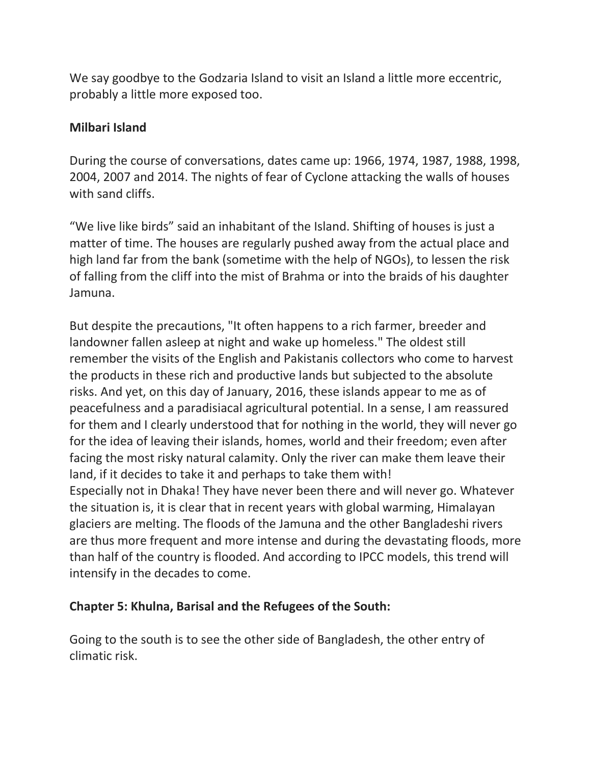We say goodbye to the Godzaria Island to visit an Island a little more eccentric, probably a little more exposed too.

**Milbari Island**

During the course of conversations, dates came up: 1966, 1974, 1987, 1988, 1998, 2004, 2007 and 2014. The nights of fear of Cyclone attacking the walls of houses with sand cliffs.

“We live like birds” said an inhabitant of the Island. Shifting of houses is just a matter of time. The houses are regularly pushed away from the actual place and high land far from the bank (sometime with the help of NGOs), to lessen the risk of falling from the cliff into the mist of Brahma or into the braids of his daughter Jamuna.

But despite the precautions, "It often happens to a rich farmer, breeder and landowner fallen asleep at night and wake up homeless." The oldest still remember the visits of the English and Pakistanis collectors who come to harvest the products in these rich and productive lands but subjected to the absolute risks. And yet, on this day of January, 2016, these islands appear to me as of peacefulness and a paradisiacal agricultural potential. In a sense, I am reassured for them and I clearly understood that for nothing in the world, they will never go for the idea of leaving their islands, homes, world and their freedom; even after facing the most risky natural calamity. Only the river can make them leave their land, if it decides to take it and perhaps to take them with!
Especially not in Dhaka! They have never been there and will never go. Whatever the situation is, it is clear that in recent years with global warming, Himalayan glaciers are melting. The floods of the Jamuna and the other Bangladeshi rivers are thus more frequent and more intense and during the devastating floods, more than half of the country is flooded. And according to IPCC models, this trend will intensify in the decades to come.

**Chapter 5: Khulna, Barisal and the Refugees of the South:**

Going to the south is to see the other side of Bangladesh, the other entry of climatic risk.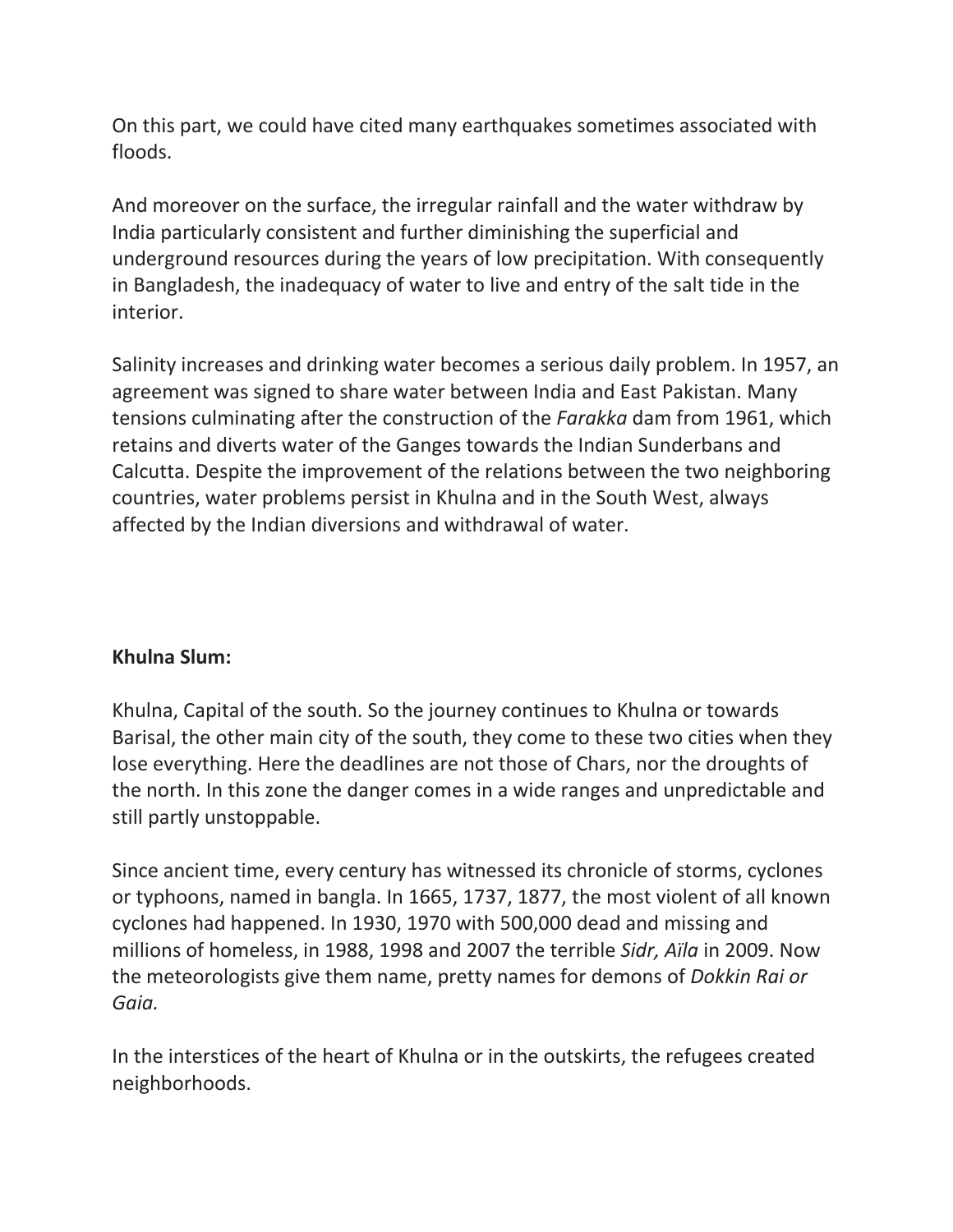On this part, we could have cited many earthquakes sometimes associated with floods.

And moreover on the surface, the irregular rainfall and the water withdraw by India particularly consistent and further diminishing the superficial and underground resources during the years of low precipitation. With consequently in Bangladesh, the inadequacy of water to live and entry of the salt tide in the interior.

Salinity increases and drinking water becomes a serious daily problem. In 1957, an agreement was signed to share water between India and East Pakistan. Many tensions culminating after the construction of the *Farakka* dam from 1961, which retains and diverts water of the Ganges towards the Indian Sunderbans and Calcutta. Despite the improvement of the relations between the two neighboring countries, water problems persist in Khulna and in the South West, always affected by the Indian diversions and withdrawal of water.

**Khulna Slum:**

Khulna, Capital of the south. So the journey continues to Khulna or towards Barisal, the other main city of the south, they come to these two cities when they lose everything. Here the deadlines are not those of Chars, nor the droughts of the north. In this zone the danger comes in a wide ranges and unpredictable and still partly unstoppable.

Since ancient time, every century has witnessed its chronicle of storms, cyclones or typhoons, named in bangla. In 1665, 1737, 1877, the most violent of all known cyclones had happened. In 1930, 1970 with 500,000 dead and missing and millions of homeless, in 1988, 1998 and 2007 the terrible *Sidr, Aïla* in 2009. Now the meteorologists give them name, pretty names for demons of *Dokkin Rai or Gaia.*

In the interstices of the heart of Khulna or in the outskirts, the refugees created neighborhoods.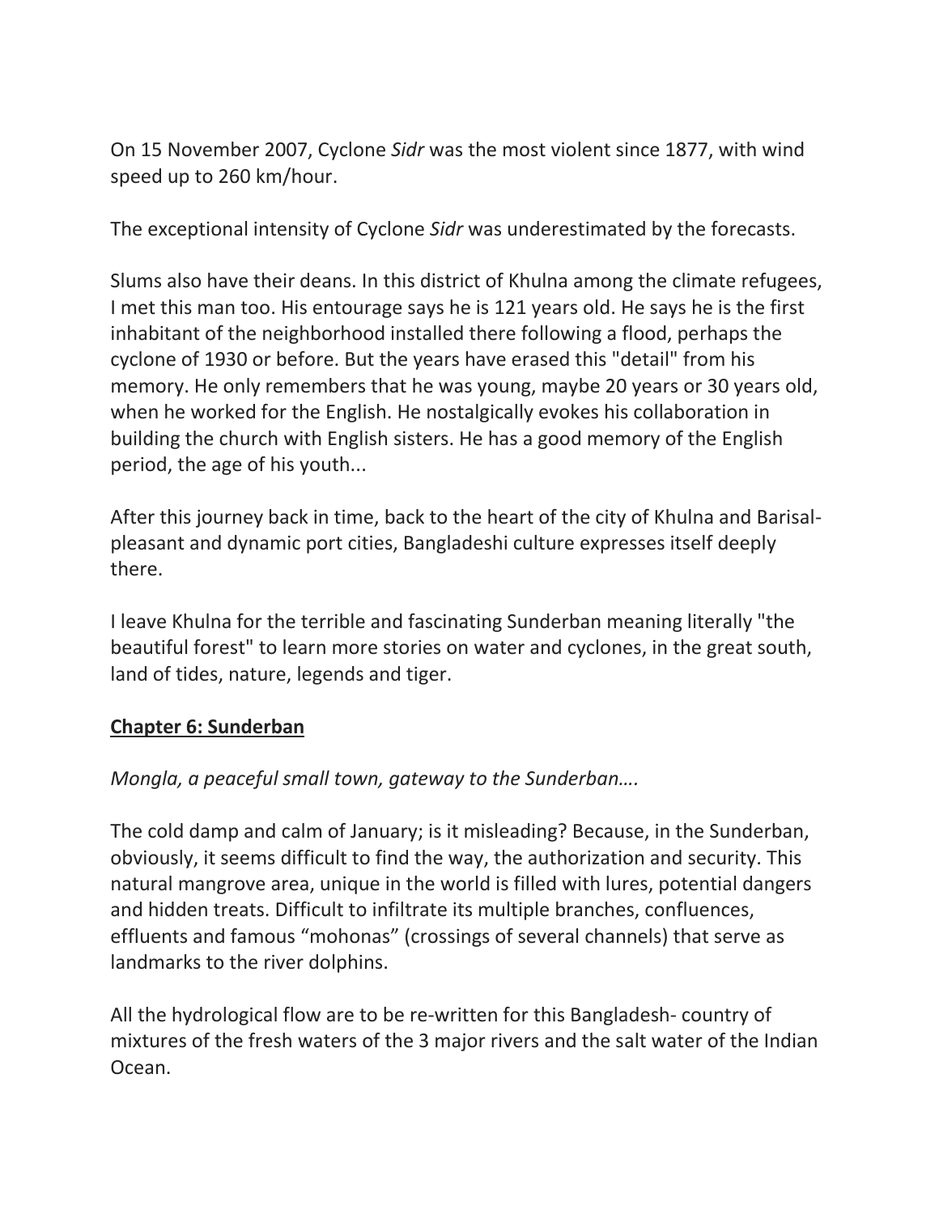On 15 November 2007, Cyclone *Sidr* was the most violent since 1877, with wind speed up to 260 km/hour.

The exceptional intensity of Cyclone *Sidr* was underestimated by the forecasts.

Slums also have their deans. In this district of Khulna among the climate refugees, I met this man too. His entourage says he is 121 years old. He says he is the first inhabitant of the neighborhood installed there following a flood, perhaps the cyclone of 1930 or before. But the years have erased this "detail" from his memory. He only remembers that he was young, maybe 20 years or 30 years old, when he worked for the English. He nostalgically evokes his collaboration in building the church with English sisters. He has a good memory of the English period, the age of his youth...

After this journey back in time, back to the heart of the city of Khulna and Barisal- pleasant and dynamic port cities, Bangladeshi culture expresses itself deeply there.

I leave Khulna for the terrible and fascinating Sunderban meaning literally "the beautiful forest" to learn more stories on water and cyclones, in the great south, land of tides, nature, legends and tiger.

## Chapter 6: Sunderban

*Mongla, a peaceful small town, gateway to the Sunderban….*

The cold damp and calm of January; is it misleading? Because, in the Sunderban, obviously, it seems difficult to find the way, the authorization and security. This natural mangrove area, unique in the world is filled with lures, potential dangers and hidden treats. Difficult to infiltrate its multiple branches, confluences, effluents and famous “mohonas” (crossings of several channels) that serve as landmarks to the river dolphins.

All the hydrological flow are to be re-written for this Bangladesh- country of mixtures of the fresh waters of the 3 major rivers and the salt water of the Indian Ocean.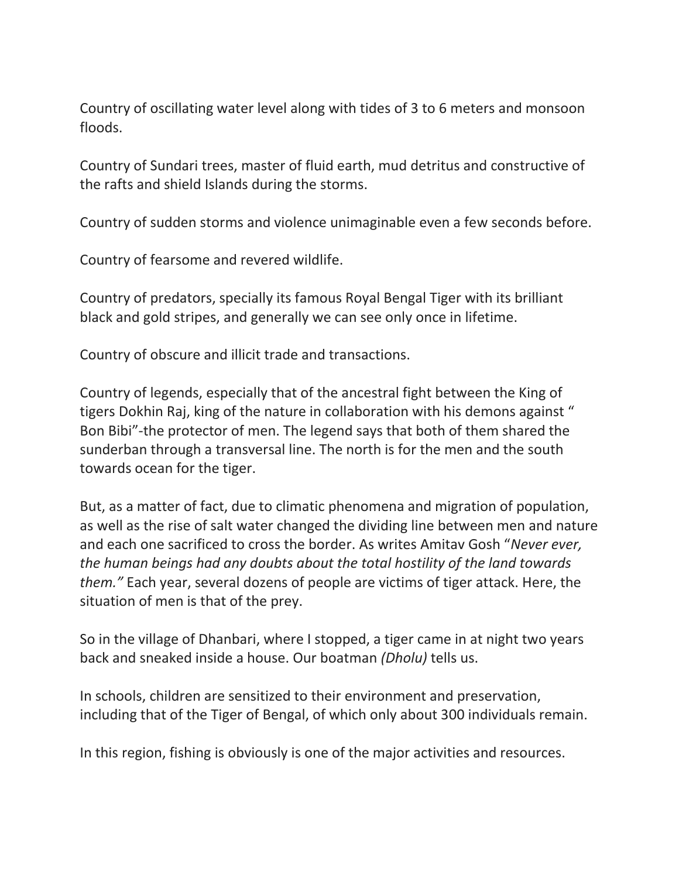Country of oscillating water level along with tides of 3 to 6 meters and monsoon floods.

Country of Sundari trees, master of fluid earth, mud detritus and constructive of the rafts and shield Islands during the storms.

Country of sudden storms and violence unimaginable even a few seconds before.

Country of fearsome and revered wildlife.

Country of predators, specially its famous Royal Bengal Tiger with its brilliant black and gold stripes, and generally we can see only once in lifetime.

Country of obscure and illicit trade and transactions.

Country of legends, especially that of the ancestral fight between the King of tigers Dokhin Raj, king of the nature in collaboration with his demons against " Bon Bibi"-the protector of men. The legend says that both of them shared the sunderban through a transversal line. The north is for the men and the south towards ocean for the tiger.

But, as a matter of fact, due to climatic phenomena and migration of population, as well as the rise of salt water changed the dividing line between men and nature and each one sacrificed to cross the border. As writes Amitav Gosh "*Never ever, the human beings had any doubts about the total hostility of the land towards them."* Each year, several dozens of people are victims of tiger attack. Here, the situation of men is that of the prey.

So in the village of Dhanbari, where I stopped, a tiger came in at night two years back and sneaked inside a house. Our boatman *(Dholu)* tells us.

In schools, children are sensitized to their environment and preservation, including that of the Tiger of Bengal, of which only about 300 individuals remain.

In this region, fishing is obviously is one of the major activities and resources.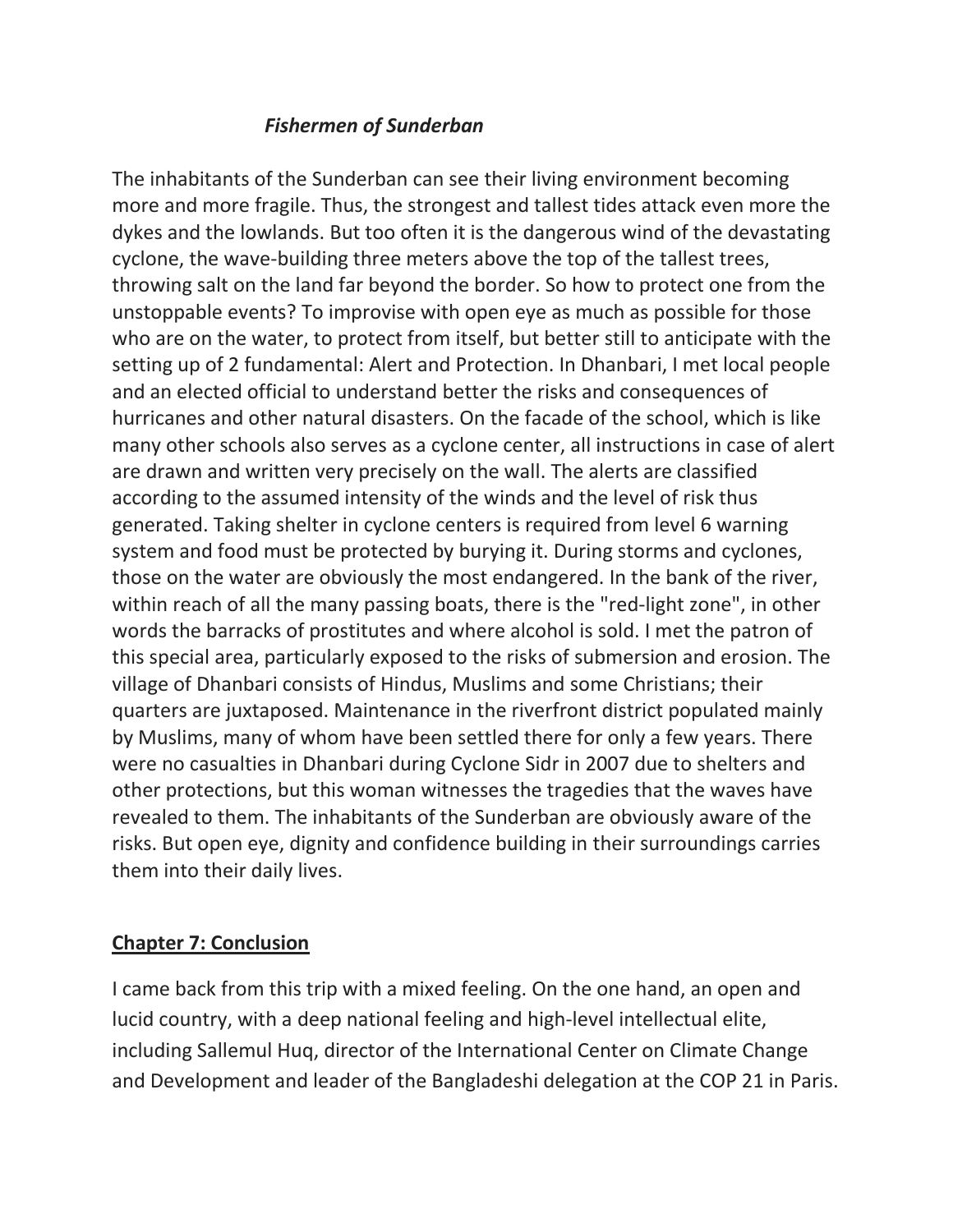### *Fishermen of Sunderban*

The inhabitants of the Sunderban can see their living environment becoming more and more fragile. Thus, the strongest and tallest tides attack even more the dykes and the lowlands. But too often it is the dangerous wind of the devastating cyclone, the wave-building three meters above the top of the tallest trees, throwing salt on the land far beyond the border. So how to protect one from the unstoppable events? To improvise with open eye as much as possible for those who are on the water, to protect from itself, but better still to anticipate with the setting up of 2 fundamental: Alert and Protection. In Dhanbari, I met local people and an elected official to understand better the risks and consequences of hurricanes and other natural disasters. On the facade of the school, which is like many other schools also serves as a cyclone center, all instructions in case of alert are drawn and written very precisely on the wall. The alerts are classified according to the assumed intensity of the winds and the level of risk thus generated. Taking shelter in cyclone centers is required from level 6 warning system and food must be protected by burying it. During storms and cyclones, those on the water are obviously the most endangered. In the bank of the river, within reach of all the many passing boats, there is the "red-light zone", in other words the barracks of prostitutes and where alcohol is sold. I met the patron of this special area, particularly exposed to the risks of submersion and erosion. The village of Dhanbari consists of Hindus, Muslims and some Christians; their quarters are juxtaposed. Maintenance in the riverfront district populated mainly by Muslims, many of whom have been settled there for only a few years. There were no casualties in Dhanbari during Cyclone Sidr in 2007 due to shelters and other protections, but this woman witnesses the tragedies that the waves have revealed to them. The inhabitants of the Sunderban are obviously aware of the risks. But open eye, dignity and confidence building in their surroundings carries them into their daily lives.

## Chapter 7: Conclusion

I came back from this trip with a mixed feeling. On the one hand, an open and lucid country, with a deep national feeling and high-level intellectual elite, including Sallemul Huq, director of the International Center on Climate Change and Development and leader of the Bangladeshi delegation at the COP 21 in Paris.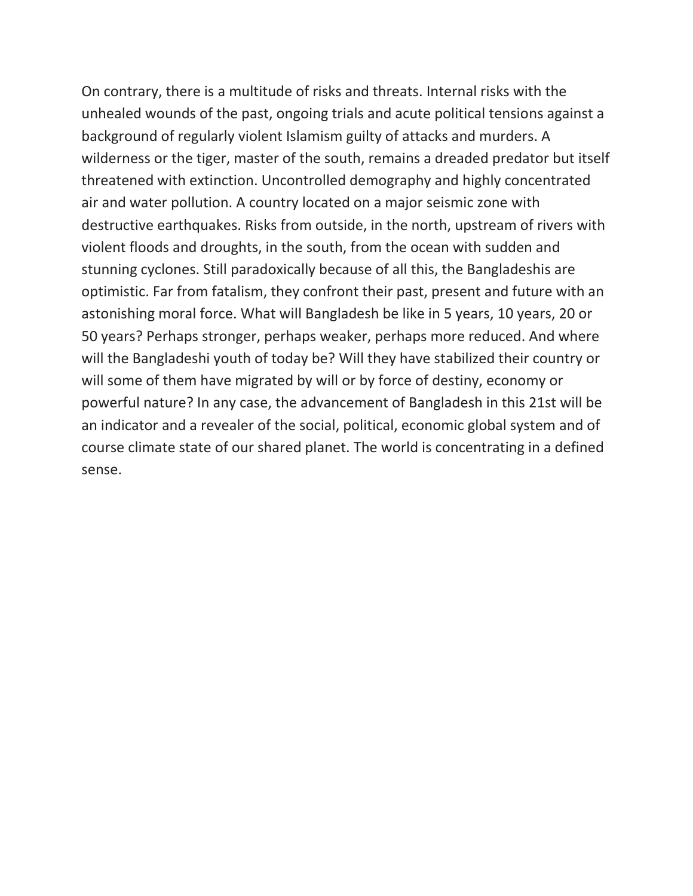On contrary, there is a multitude of risks and threats. Internal risks with the unhealed wounds of the past, ongoing trials and acute political tensions against a background of regularly violent Islamism guilty of attacks and murders. A wilderness or the tiger, master of the south, remains a dreaded predator but itself threatened with extinction. Uncontrolled demography and highly concentrated air and water pollution. A country located on a major seismic zone with destructive earthquakes. Risks from outside, in the north, upstream of rivers with violent floods and droughts, in the south, from the ocean with sudden and stunning cyclones. Still paradoxically because of all this, the Bangladeshis are optimistic. Far from fatalism, they confront their past, present and future with an astonishing moral force. What will Bangladesh be like in 5 years, 10 years, 20 or 50 years? Perhaps stronger, perhaps weaker, perhaps more reduced. And where will the Bangladeshi youth of today be? Will they have stabilized their country or will some of them have migrated by will or by force of destiny, economy or powerful nature? In any case, the advancement of Bangladesh in this 21st will be an indicator and a revealer of the social, political, economic global system and of course climate state of our shared planet. The world is concentrating in a defined sense.